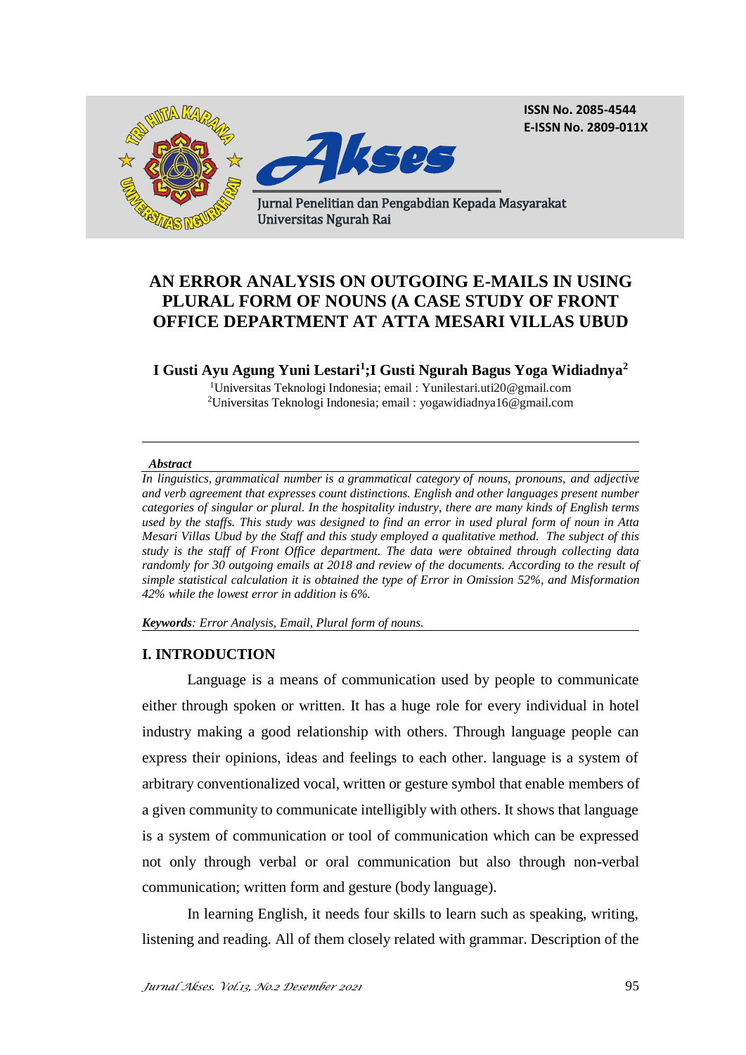ISSN No. 2085-4544
E-ISSN No. 2809-011X

Jurnal Penelitian dan Pengabdian Kepada Masyarakat
Universitas Ngurah Rai

# AN ERROR ANALYSIS ON OUTGOING E-MAILS IN USING PLURAL FORM OF NOUNS (A CASE STUDY OF FRONT OFFICE DEPARTMENT AT ATTA MESARI VILLAS UBUD

**I Gusti Ayu Agung Yuni Lestari[1];I Gusti Ngurah Bagus Yoga Widiadnya[2]**

[1]Universitas Teknologi Indonesia; email : Yunilestari.uti20@gmail.com
[2]Universitas Teknologi Indonesia; email : yogawidiadnya16@gmail.com

***Abstract***

*In linguistics, grammatical number is a grammatical category of nouns, pronouns, and adjective and verb agreement that expresses count distinctions. English and other languages present number categories of singular or plural. In the hospitality industry, there are many kinds of English terms used by the staffs. This study was designed to find an error in used plural form of noun in Atta Mesari Villas Ubud by the Staff and this study employed a qualitative method. The subject of this study is the staff of Front Office department. The data were obtained through collecting data randomly for 30 outgoing emails at 2018 and review of the documents. According to the result of simple statistical calculation it is obtained the type of Error in Omission 52%, and Misformation 42% while the lowest error in addition is 6%.*

***Keywords**: Error Analysis, Email, Plural form of nouns.*

## I. INTRODUCTION

Language is a means of communication used by people to communicate either through spoken or written. It has a huge role for every individual in hotel industry making a good relationship with others. Through language people can express their opinions, ideas and feelings to each other. language is a system of arbitrary conventionalized vocal, written or gesture symbol that enable members of a given community to communicate intelligibly with others. It shows that language is a system of communication or tool of communication which can be expressed not only through verbal or oral communication but also through non-verbal communication; written form and gesture (body language).

In learning English, it needs four skills to learn such as speaking, writing, listening and reading. All of them closely related with grammar. Description of the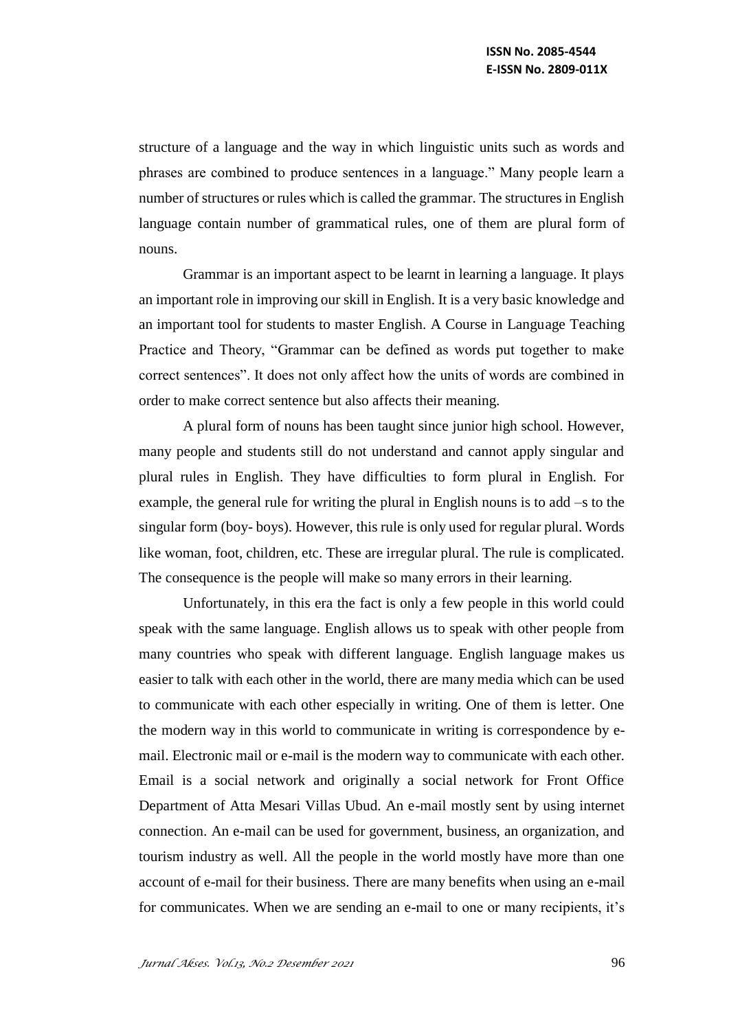structure of a language and the way in which linguistic units such as words and phrases are combined to produce sentences in a language." Many people learn a number of structures or rules which is called the grammar. The structures in English language contain number of grammatical rules, one of them are plural form of nouns.

Grammar is an important aspect to be learnt in learning a language. It plays an important role in improving our skill in English. It is a very basic knowledge and an important tool for students to master English. A Course in Language Teaching Practice and Theory, "Grammar can be defined as words put together to make correct sentences". It does not only affect how the units of words are combined in order to make correct sentence but also affects their meaning.

A plural form of nouns has been taught since junior high school. However, many people and students still do not understand and cannot apply singular and plural rules in English. They have difficulties to form plural in English. For example, the general rule for writing the plural in English nouns is to add –s to the singular form (boy- boys). However, this rule is only used for regular plural. Words like woman, foot, children, etc. These are irregular plural. The rule is complicated. The consequence is the people will make so many errors in their learning.

Unfortunately, in this era the fact is only a few people in this world could speak with the same language. English allows us to speak with other people from many countries who speak with different language. English language makes us easier to talk with each other in the world, there are many media which can be used to communicate with each other especially in writing. One of them is letter. One the modern way in this world to communicate in writing is correspondence by e-mail. Electronic mail or e-mail is the modern way to communicate with each other. Email is a social network and originally a social network for Front Office Department of Atta Mesari Villas Ubud. An e-mail mostly sent by using internet connection. An e-mail can be used for government, business, an organization, and tourism industry as well. All the people in the world mostly have more than one account of e-mail for their business. There are many benefits when using an e-mail for communicates. When we are sending an e-mail to one or many recipients, it's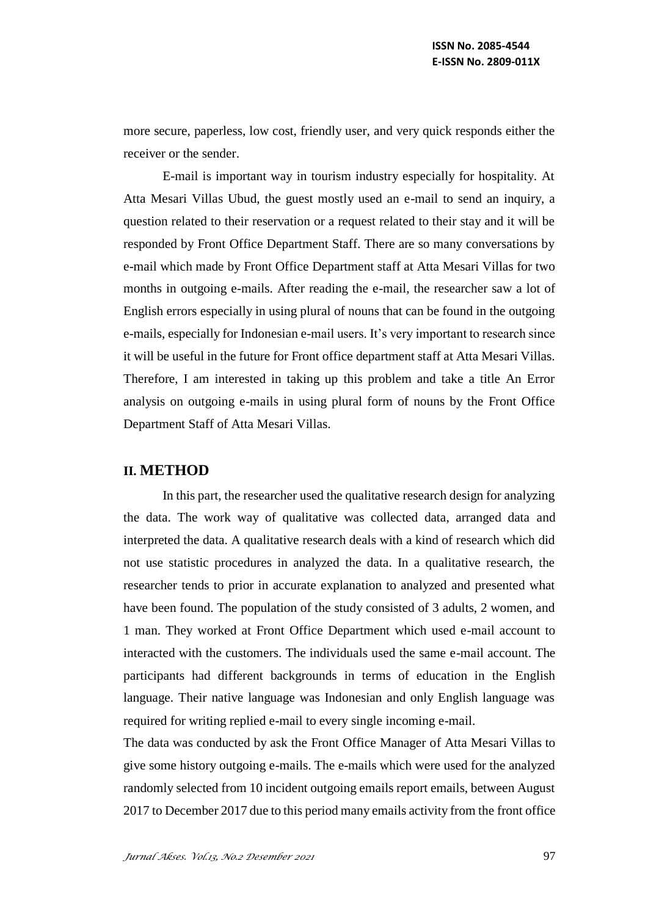more secure, paperless, low cost, friendly user, and very quick responds either the receiver or the sender.

E-mail is important way in tourism industry especially for hospitality. At Atta Mesari Villas Ubud, the guest mostly used an e-mail to send an inquiry, a question related to their reservation or a request related to their stay and it will be responded by Front Office Department Staff. There are so many conversations by e-mail which made by Front Office Department staff at Atta Mesari Villas for two months in outgoing e-mails. After reading the e-mail, the researcher saw a lot of English errors especially in using plural of nouns that can be found in the outgoing e-mails, especially for Indonesian e-mail users. It's very important to research since it will be useful in the future for Front office department staff at Atta Mesari Villas. Therefore, I am interested in taking up this problem and take a title An Error analysis on outgoing e-mails in using plural form of nouns by the Front Office Department Staff of Atta Mesari Villas.

## II. METHOD

In this part, the researcher used the qualitative research design for analyzing the data. The work way of qualitative was collected data, arranged data and interpreted the data. A qualitative research deals with a kind of research which did not use statistic procedures in analyzed the data. In a qualitative research, the researcher tends to prior in accurate explanation to analyzed and presented what have been found. The population of the study consisted of 3 adults, 2 women, and 1 man. They worked at Front Office Department which used e-mail account to interacted with the customers. The individuals used the same e-mail account. The participants had different backgrounds in terms of education in the English language. Their native language was Indonesian and only English language was required for writing replied e-mail to every single incoming e-mail.

The data was conducted by ask the Front Office Manager of Atta Mesari Villas to give some history outgoing e-mails. The e-mails which were used for the analyzed randomly selected from 10 incident outgoing emails report emails, between August 2017 to December 2017 due to this period many emails activity from the front office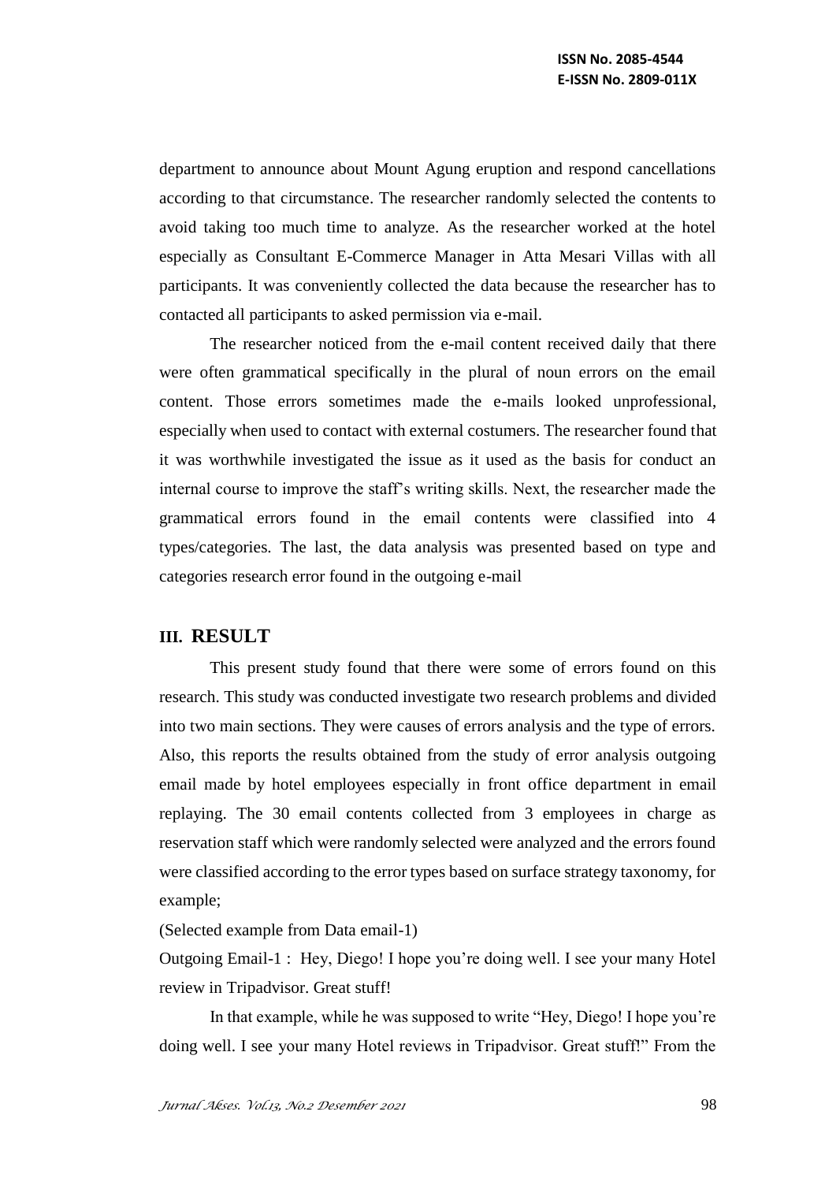department to announce about Mount Agung eruption and respond cancellations according to that circumstance. The researcher randomly selected the contents to avoid taking too much time to analyze. As the researcher worked at the hotel especially as Consultant E-Commerce Manager in Atta Mesari Villas with all participants. It was conveniently collected the data because the researcher has to contacted all participants to asked permission via e-mail.

The researcher noticed from the e-mail content received daily that there were often grammatical specifically in the plural of noun errors on the email content. Those errors sometimes made the e-mails looked unprofessional, especially when used to contact with external costumers. The researcher found that it was worthwhile investigated the issue as it used as the basis for conduct an internal course to improve the staff's writing skills. Next, the researcher made the grammatical errors found in the email contents were classified into 4 types/categories. The last, the data analysis was presented based on type and categories research error found in the outgoing e-mail

## III. RESULT

This present study found that there were some of errors found on this research. This study was conducted investigate two research problems and divided into two main sections. They were causes of errors analysis and the type of errors. Also, this reports the results obtained from the study of error analysis outgoing email made by hotel employees especially in front office department in email replaying. The 30 email contents collected from 3 employees in charge as reservation staff which were randomly selected were analyzed and the errors found were classified according to the error types based on surface strategy taxonomy, for example;

(Selected example from Data email-1)

Outgoing Email-1 : Hey, Diego! I hope you're doing well. I see your many Hotel review in Tripadvisor. Great stuff!

In that example, while he was supposed to write "Hey, Diego! I hope you're doing well. I see your many Hotel reviews in Tripadvisor. Great stuff!" From the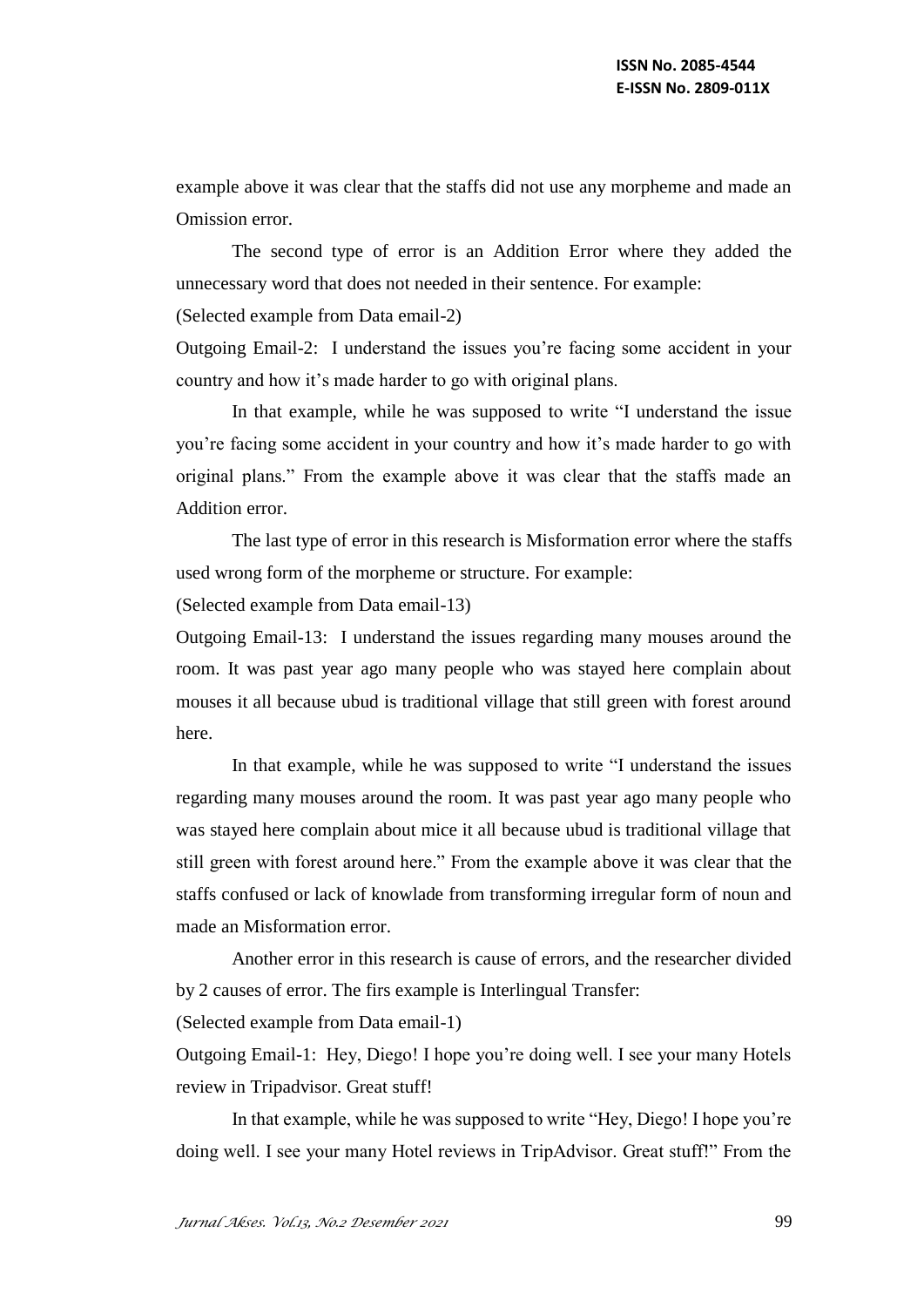example above it was clear that the staffs did not use any morpheme and made an Omission error.

The second type of error is an Addition Error where they added the unnecessary word that does not needed in their sentence. For example:

(Selected example from Data email-2)

Outgoing Email-2: I understand the issues you're facing some accident in your country and how it's made harder to go with original plans.

In that example, while he was supposed to write "I understand the issue you're facing some accident in your country and how it's made harder to go with original plans." From the example above it was clear that the staffs made an Addition error.

The last type of error in this research is Misformation error where the staffs used wrong form of the morpheme or structure. For example:

(Selected example from Data email-13)

Outgoing Email-13: I understand the issues regarding many mouses around the room. It was past year ago many people who was stayed here complain about mouses it all because ubud is traditional village that still green with forest around here.

In that example, while he was supposed to write "I understand the issues regarding many mouses around the room. It was past year ago many people who was stayed here complain about mice it all because ubud is traditional village that still green with forest around here." From the example above it was clear that the staffs confused or lack of knowlade from transforming irregular form of noun and made an Misformation error.

Another error in this research is cause of errors, and the researcher divided by 2 causes of error. The firs example is Interlingual Transfer:

(Selected example from Data email-1)

Outgoing Email-1: Hey, Diego! I hope you're doing well. I see your many Hotels review in Tripadvisor. Great stuff!

In that example, while he was supposed to write "Hey, Diego! I hope you're doing well. I see your many Hotel reviews in TripAdvisor. Great stuff!" From the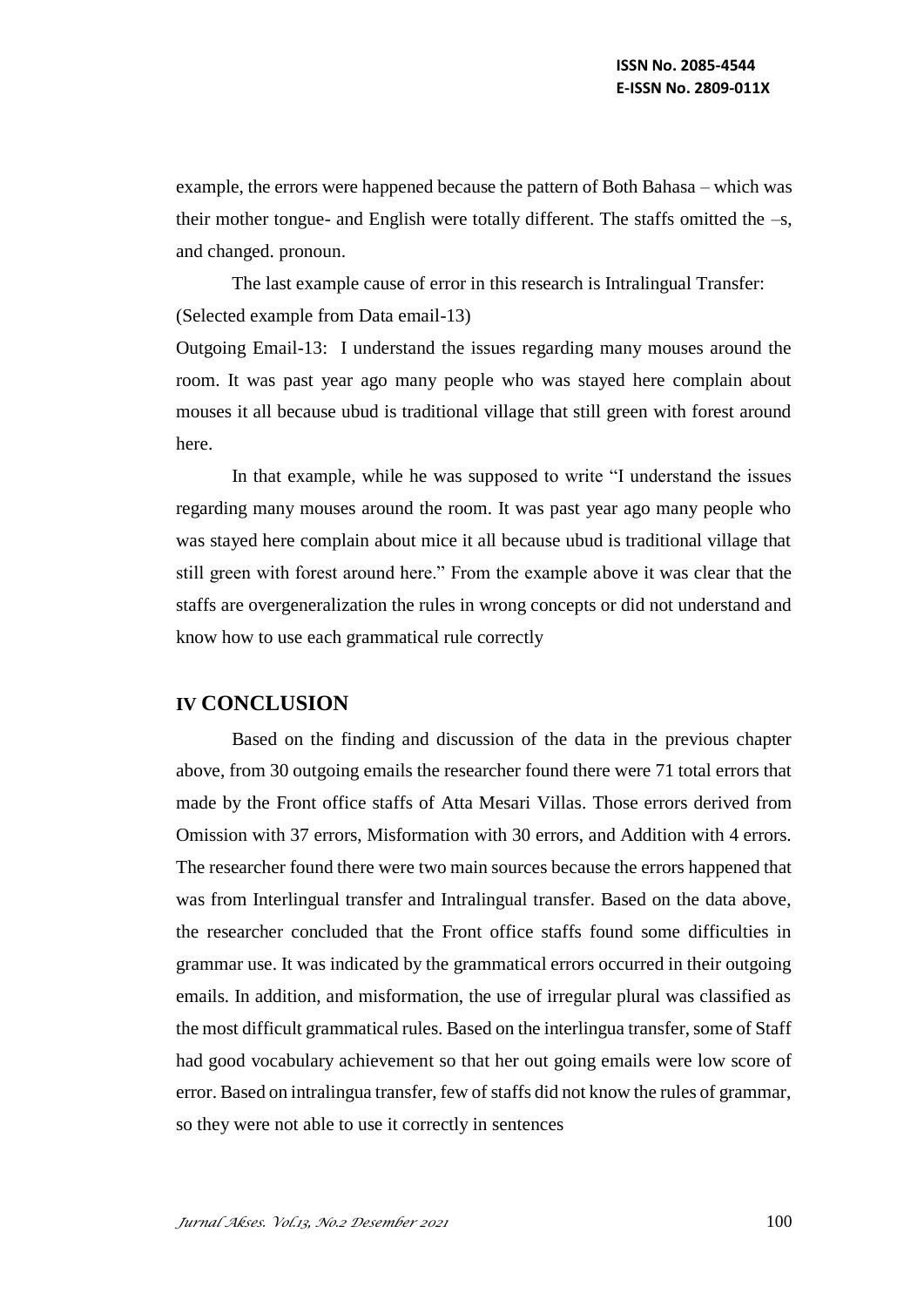example, the errors were happened because the pattern of Both Bahasa – which was their mother tongue- and English were totally different. The staffs omitted the –s, and changed. pronoun.

The last example cause of error in this research is Intralingual Transfer:
(Selected example from Data email-13)

Outgoing Email-13: I understand the issues regarding many mouses around the room. It was past year ago many people who was stayed here complain about mouses it all because ubud is traditional village that still green with forest around here.

In that example, while he was supposed to write "I understand the issues regarding many mouses around the room. It was past year ago many people who was stayed here complain about mice it all because ubud is traditional village that still green with forest around here." From the example above it was clear that the staffs are overgeneralization the rules in wrong concepts or did not understand and know how to use each grammatical rule correctly

## IV CONCLUSION

Based on the finding and discussion of the data in the previous chapter above, from 30 outgoing emails the researcher found there were 71 total errors that made by the Front office staffs of Atta Mesari Villas. Those errors derived from Omission with 37 errors, Misformation with 30 errors, and Addition with 4 errors. The researcher found there were two main sources because the errors happened that was from Interlingual transfer and Intralingual transfer. Based on the data above, the researcher concluded that the Front office staffs found some difficulties in grammar use. It was indicated by the grammatical errors occurred in their outgoing emails. In addition, and misformation, the use of irregular plural was classified as the most difficult grammatical rules. Based on the interlingua transfer, some of Staff had good vocabulary achievement so that her out going emails were low score of error. Based on intralingua transfer, few of staffs did not know the rules of grammar, so they were not able to use it correctly in sentences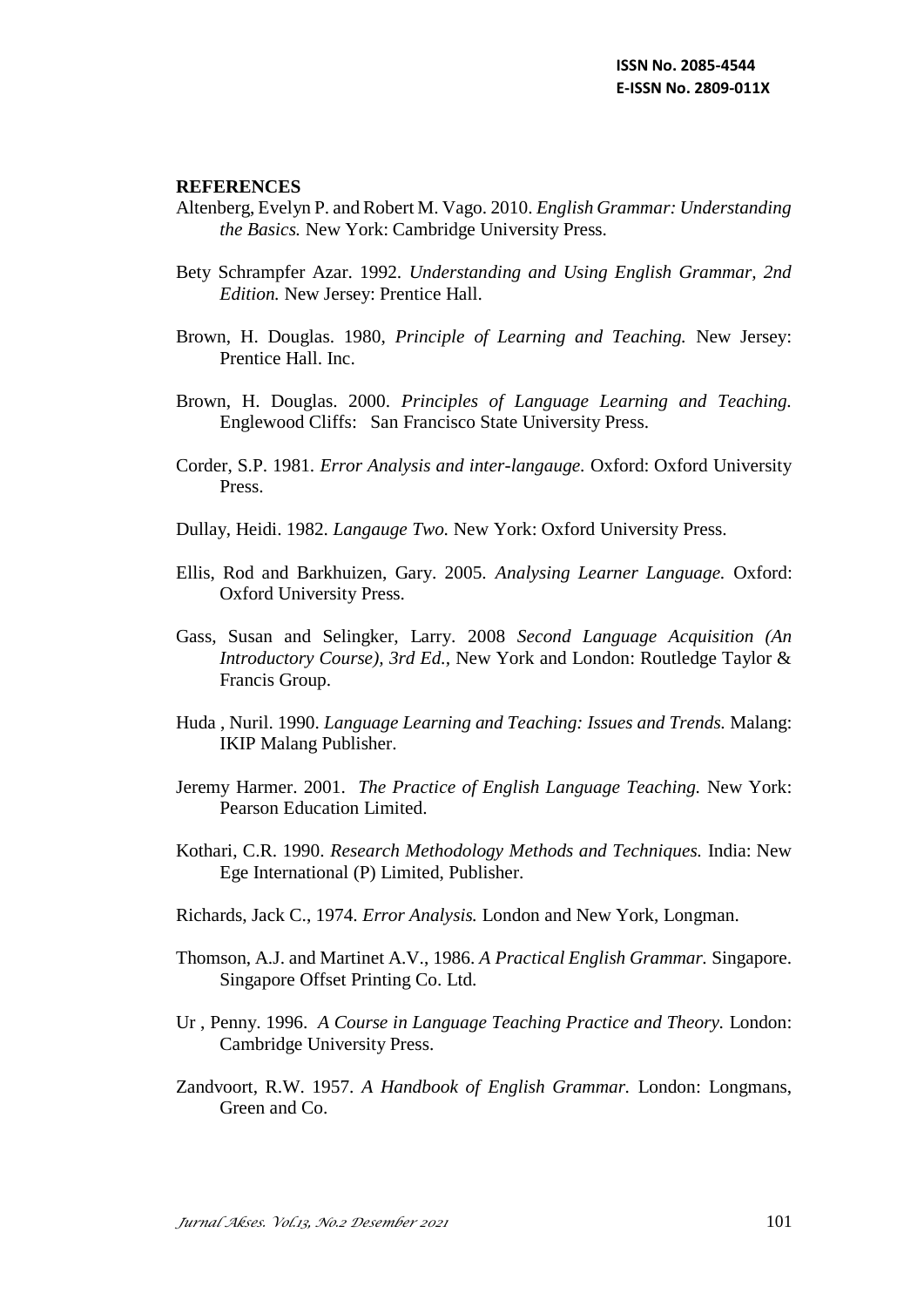**REFERENCES**

Altenberg, Evelyn P. and Robert M. Vago. 2010. *English Grammar: Understanding the Basics.* New York: Cambridge University Press.

Bety Schrampfer Azar. 1992. *Understanding and Using English Grammar, 2nd Edition.* New Jersey: Prentice Hall.

Brown, H. Douglas. 1980, *Principle of Learning and Teaching.* New Jersey: Prentice Hall. Inc.

Brown, H. Douglas. 2000. *Principles of Language Learning and Teaching.* Englewood Cliffs: San Francisco State University Press.

Corder, S.P. 1981. *Error Analysis and inter-langauge.* Oxford: Oxford University Press.

Dullay, Heidi. 1982. *Langauge Two.* New York: Oxford University Press.

Ellis, Rod and Barkhuizen, Gary. 2005. *Analysing Learner Language.* Oxford: Oxford University Press.

Gass, Susan and Selingker, Larry. 2008 *Second Language Acquisition (An Introductory Course), 3rd Ed.,* New York and London: Routledge Taylor & Francis Group.

Huda , Nuril. 1990. *Language Learning and Teaching: Issues and Trends.* Malang: IKIP Malang Publisher.

Jeremy Harmer. 2001. *The Practice of English Language Teaching.* New York: Pearson Education Limited.

Kothari, C.R. 1990. *Research Methodology Methods and Techniques.* India: New Ege International (P) Limited, Publisher.

Richards, Jack C., 1974. *Error Analysis.* London and New York, Longman.

Thomson, A.J. and Martinet A.V., 1986. *A Practical English Grammar.* Singapore. Singapore Offset Printing Co. Ltd.

Ur , Penny. 1996. *A Course in Language Teaching Practice and Theory.* London: Cambridge University Press.

Zandvoort, R.W. 1957. *A Handbook of English Grammar.* London: Longmans, Green and Co.